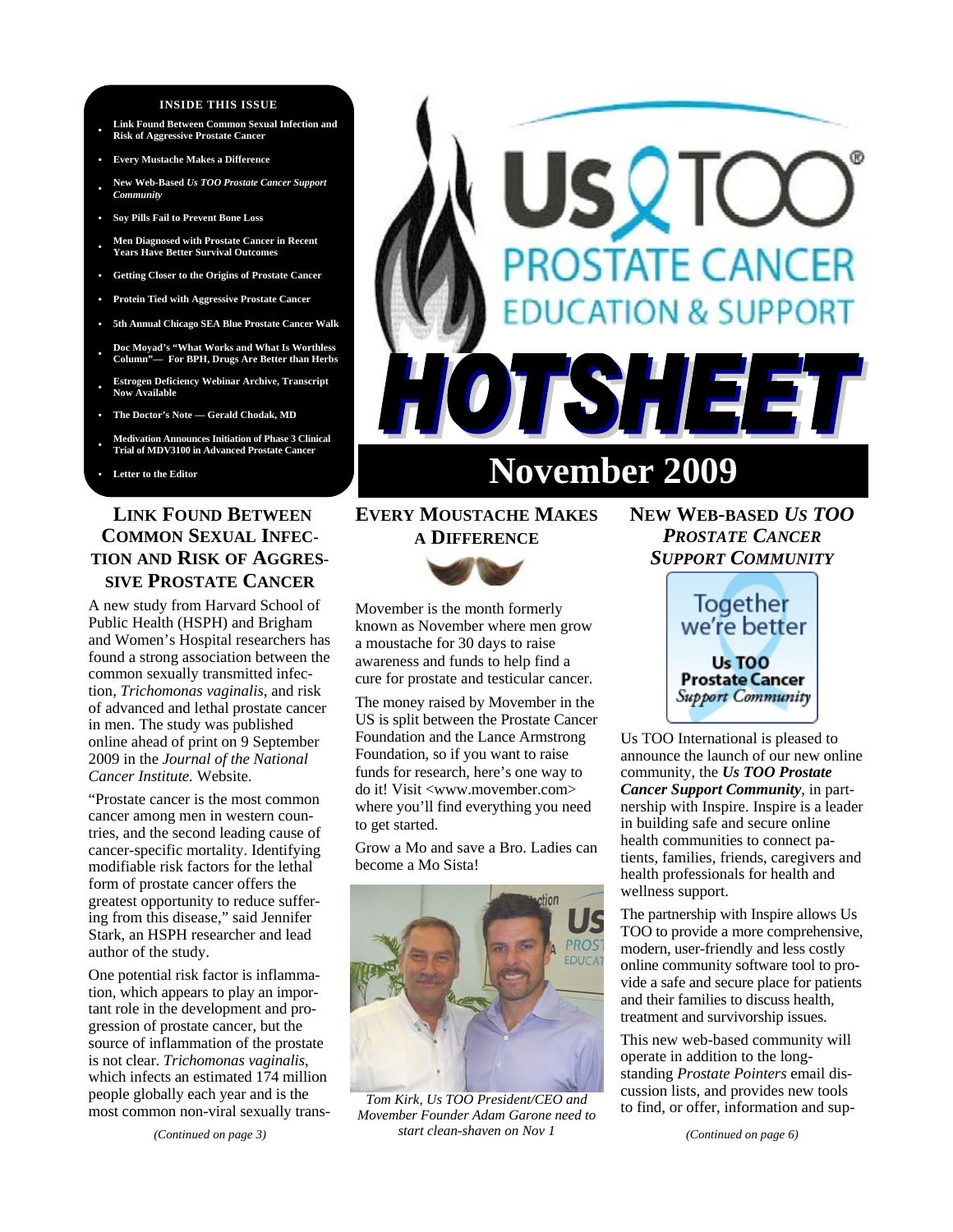# Us TOO PROSTATE CANCER EDUCATION & SUPPORT

# HOTSHEET

## November 2009

**INSIDE THIS ISSUE**

- Link Found Between Common Sexual Infection and Risk of Aggressive Prostate Cancer
- Every Mustache Makes a Difference
- New Web-Based *Us TOO Prostate Cancer Support Community*
- Soy Pills Fail to Prevent Bone Loss
- Men Diagnosed with Prostate Cancer in Recent Years Have Better Survival Outcomes
- Getting Closer to the Origins of Prostate Cancer
- Protein Tied with Aggressive Prostate Cancer
- 5th Annual Chicago SEA Blue Prostate Cancer Walk
- Doc Moyad's "What Works and What Is Worthless Column"— For BPH, Drugs Are Better than Herbs
- Estrogen Deficiency Webinar Archive, Transcript Now Available
- The Doctor's Note — Gerald Chodak, MD
- Medivation Announces Initiation of Phase 3 Clinical Trial of MDV3100 in Advanced Prostate Cancer
- Letter to the Editor

## LINK FOUND BETWEEN COMMON SEXUAL INFECTION AND RISK OF AGGRESSIVE PROSTATE CANCER

A new study from Harvard School of Public Health (HSPH) and Brigham and Women's Hospital researchers has found a strong association between the common sexually transmitted infection, *Trichomonas vaginalis*, and risk of advanced and lethal prostate cancer in men. The study was published online ahead of print on 9 September 2009 in the *Journal of the National Cancer Institute.* Website.

"Prostate cancer is the most common cancer among men in western countries, and the second leading cause of cancer-specific mortality. Identifying modifiable risk factors for the lethal form of prostate cancer offers the greatest opportunity to reduce suffering from this disease," said Jennifer Stark, an HSPH researcher and lead author of the study.

One potential risk factor is inflammation, which appears to play an important role in the development and progression of prostate cancer, but the source of inflammation of the prostate is not clear. *Trichomonas vaginalis*, which infects an estimated 174 million people globally each year and is the most common non-viral sexually trans-

*(Continued on page 3)*

## EVERY MOUSTACHE MAKES A DIFFERENCE

Movember is the month formerly known as November where men grow a moustache for 30 days to raise awareness and funds to help find a cure for prostate and testicular cancer.

The money raised by Movember in the US is split between the Prostate Cancer Foundation and the Lance Armstrong Foundation, so if you want to raise funds for research, here's one way to do it! Visit <www.movember.com> where you'll find everything you need to get started.

Grow a Mo and save a Bro. Ladies can become a Mo Sista!

*Tom Kirk, Us TOO President/CEO and Movember Founder Adam Garone need to start clean-shaven on Nov 1*

## NEW WEB-BASED *US TOO PROSTATE CANCER SUPPORT COMMUNITY*

Together we're better
Us TOO Prostate Cancer *Support Community*

Us TOO International is pleased to announce the launch of our new online community, the ***Us TOO Prostate Cancer Support Community***, in partnership with Inspire. Inspire is a leader in building safe and secure online health communities to connect patients, families, friends, caregivers and health professionals for health and wellness support.

The partnership with Inspire allows Us TOO to provide a more comprehensive, modern, user-friendly and less costly online community software tool to provide a safe and secure place for patients and their families to discuss health, treatment and survivorship issues.

This new web-based community will operate in addition to the long-standing *Prostate Pointers* email discussion lists, and provides new tools to find, or offer, information and sup-

*(Continued on page 6)*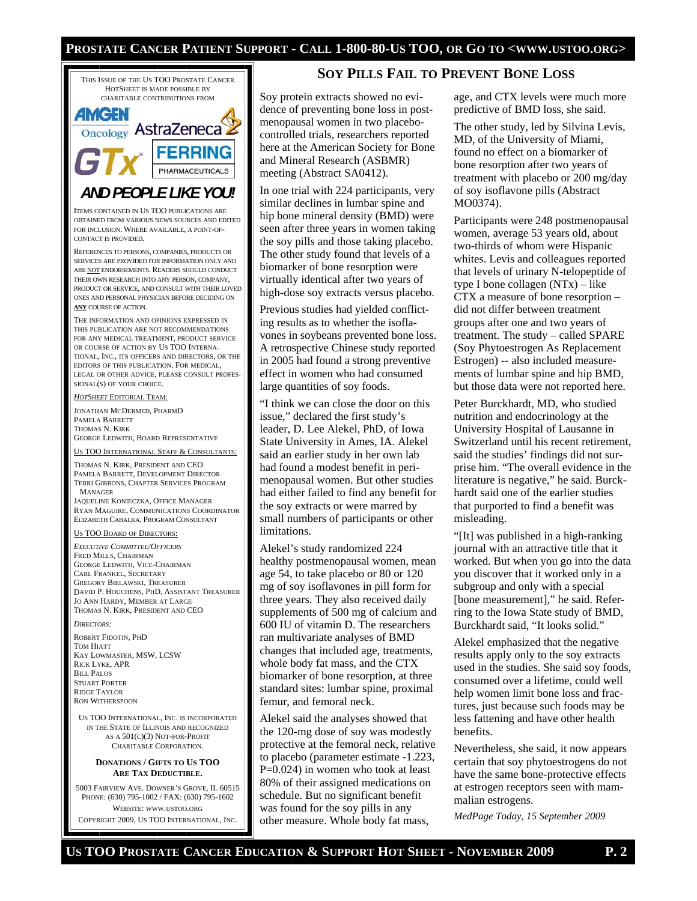## SOY PILLS FAIL TO PREVENT BONE LOSS

Soy protein extracts showed no evidence of preventing bone loss in postmenopausal women in two placebo-controlled trials, researchers reported here at the American Society for Bone and Mineral Research (ASBMR) meeting (Abstract SA0412).

In one trial with 224 participants, very similar declines in lumbar spine and hip bone mineral density (BMD) were seen after three years in women taking the soy pills and those taking placebo. The other study found that levels of a biomarker of bone resorption were virtually identical after two years of high-dose soy extracts versus placebo.

Previous studies had yielded conflicting results as to whether the isoflavones in soybeans prevented bone loss. A retrospective Chinese study reported in 2005 had found a strong preventive effect in women who had consumed large quantities of soy foods.

"I think we can close the door on this issue," declared the first study's leader, D. Lee Alekel, PhD, of Iowa State University in Ames, IA. Alekel said an earlier study in her own lab had found a modest benefit in perimenopausal women. But other studies had either failed to find any benefit for the soy extracts or were marred by small numbers of participants or other limitations.

Alekel's study randomized 224 healthy postmenopausal women, mean age 54, to take placebo or 80 or 120 mg of soy isoflavones in pill form for three years. They also received daily supplements of 500 mg of calcium and 600 IU of vitamin D. The researchers ran multivariate analyses of BMD changes that included age, treatments, whole body fat mass, and the CTX biomarker of bone resorption, at three standard sites: lumbar spine, proximal femur, and femoral neck.

Alekel said the analyses showed that the 120-mg dose of soy was modestly protective at the femoral neck, relative to placebo (parameter estimate -1.223, P=0.024) in women who took at least 80% of their assigned medications on schedule. But no significant benefit was found for the soy pills in any other measure. Whole body fat mass, age, and CTX levels were much more predictive of BMD loss, she said.

The other study, led by Silvina Levis, MD, of the University of Miami, found no effect on a biomarker of bone resorption after two years of treatment with placebo or 200 mg/day of soy isoflavone pills (Abstract MO0374).

Participants were 248 postmenopausal women, average 53 years old, about two-thirds of whom were Hispanic whites. Levis and colleagues reported that levels of urinary N-telopeptide of type I bone collagen (NTx) – like CTX a measure of bone resorption – did not differ between treatment groups after one and two years of treatment. The study – called SPARE (Soy Phytoestrogen As Replacement Estrogen) -- also included measurements of lumbar spine and hip BMD, but those data were not reported here.

Peter Burckhardt, MD, who studied nutrition and endocrinology at the University Hospital of Lausanne in Switzerland until his recent retirement, said the studies' findings did not surprise him. "The overall evidence in the literature is negative," he said. Burckhardt said one of the earlier studies that purported to find a benefit was misleading.

"[It] was published in a high-ranking journal with an attractive title that it worked. But when you go into the data you discover that it worked only in a subgroup and only with a special [bone measurement]," he said. Referring to the Iowa State study of BMD, Burckhardt said, "It looks solid."

Alekel emphasized that the negative results apply only to the soy extracts used in the studies. She said soy foods, consumed over a lifetime, could well help women limit bone loss and fractures, just because such foods may be less fattening and have other health benefits.

Nevertheless, she said, it now appears certain that soy phytoestrogens do not have the same bone-protective effects at estrogen receptors seen with mammalian estrogens.

*MedPage Today, 15 September 2009*

---

THIS ISSUE OF THE US TOO PROSTATE CANCER HOTSHEET IS MADE POSSIBLE BY CHARITABLE CONTRIBUTIONS FROM

AMGEN Oncology, AstraZeneca, GTx, FERRING PHARMACEUTICALS

**AND PEOPLE LIKE YOU!**

ITEMS CONTAINED IN US TOO PUBLICATIONS ARE OBTAINED FROM VARIOUS NEWS SOURCES AND EDITED FOR INCLUSION. WHERE AVAILABLE, A POINT-OF-CONTACT IS PROVIDED.

REFERENCES TO PERSONS, COMPANIES, PRODUCTS OR SERVICES ARE PROVIDED FOR INFORMATION ONLY AND ARE NOT ENDORSEMENTS. READERS SHOULD CONDUCT THEIR OWN RESEARCH INTO ANY PERSON, COMPANY, PRODUCT OR SERVICE, AND CONSULT WITH THEIR LOVED ONES AND PERSONAL PHYSICIAN BEFORE DECIDING ON **ANY** COURSE OF ACTION.

THE INFORMATION AND OPINIONS EXPRESSED IN THIS PUBLICATION ARE NOT RECOMMENDATIONS FOR ANY MEDICAL TREATMENT, PRODUCT SERVICE OR COURSE OF ACTION BY US TOO INTERNATIONAL, INC., ITS OFFICERS AND DIRECTORS, OR THE EDITORS OF THIS PUBLICATION. FOR MEDICAL, LEGAL OR OTHER ADVICE, PLEASE CONSULT PROFESSIONAL(S) OF YOUR CHOICE.

*HOTSHEET* EDITORIAL TEAM:

JONATHAN MCDERMED, PHARMD
PAMELA BARRETT
THOMAS N. KIRK
GEORGE LEDWITH, BOARD REPRESENTATIVE

US TOO INTERNATIONAL STAFF & CONSULTANTS:

THOMAS N. KIRK, PRESIDENT AND CEO
PAMELA BARRETT, DEVELOPMENT DIRECTOR
TERRI GIBBONS, CHAPTER SERVICES PROGRAM MANAGER
JAQUELINE KONIECZKA, OFFICE MANAGER
RYAN MAGUIRE, COMMUNICATIONS COORDINATOR
ELIZABETH CABALKA, PROGRAM CONSULTANT

US TOO BOARD OF DIRECTORS:

*EXECUTIVE COMMITTEE/OFFICERS*

FRED MILLS, CHAIRMAN
GEORGE LEDWITH, VICE-CHAIRMAN
CARL FRANKEL, SECRETARY
GREGORY BIELAWSKI, TREASURER
DAVID P. HOUCHENS, PHD, ASSISTANT TREASURER
JO ANN HARDY, MEMBER AT LARGE
THOMAS N. KIRK, PRESIDENT AND CEO

*DIRECTORS:*

ROBERT FIDOTIN, PHD
TOM HIATT
KAY LOWMASTER, MSW, LCSW
RICK LYKE, APR
BILL PALOS
STUART PORTER
RIDGE TAYLOR
RON WITHERSPOON

US TOO INTERNATIONAL, INC. IS INCORPORATED IN THE STATE OF ILLINOIS AND RECOGNIZED AS A 501(C)(3) NOT-FOR-PROFIT CHARITABLE CORPORATION.

**DONATIONS / GIFTS TO US TOO ARE TAX DEDUCTIBLE.**

5003 FAIRVIEW AVE. DOWNER'S GROVE, IL 60515
PHONE: (630) 795-1002 / FAX: (630) 795-1602
WEBSITE: WWW.USTOO.ORG

COPYRIGHT 2009, US TOO INTERNATIONAL, INC.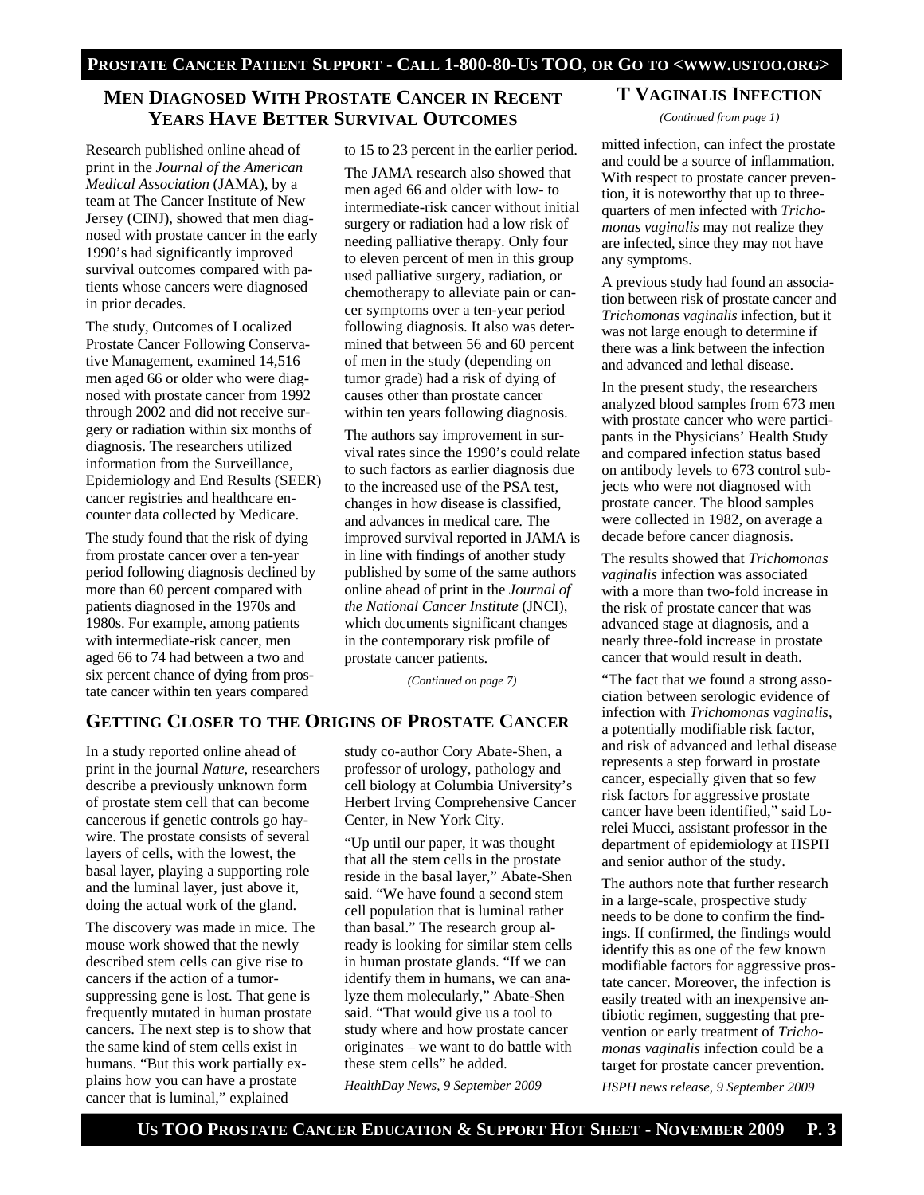## Men Diagnosed With Prostate Cancer in Recent Years Have Better Survival Outcomes

Research published online ahead of print in the *Journal of the American Medical Association* (JAMA), by a team at The Cancer Institute of New Jersey (CINJ), showed that men diagnosed with prostate cancer in the early 1990's had significantly improved survival outcomes compared with patients whose cancers were diagnosed in prior decades.

The study, Outcomes of Localized Prostate Cancer Following Conservative Management, examined 14,516 men aged 66 or older who were diagnosed with prostate cancer from 1992 through 2002 and did not receive surgery or radiation within six months of diagnosis. The researchers utilized information from the Surveillance, Epidemiology and End Results (SEER) cancer registries and healthcare encounter data collected by Medicare.

The study found that the risk of dying from prostate cancer over a ten-year period following diagnosis declined by more than 60 percent compared with patients diagnosed in the 1970s and 1980s. For example, among patients with intermediate-risk cancer, men aged 66 to 74 had between a two and six percent chance of dying from prostate cancer within ten years compared to 15 to 23 percent in the earlier period.

The JAMA research also showed that men aged 66 and older with low- to intermediate-risk cancer without initial surgery or radiation had a low risk of needing palliative therapy. Only four to eleven percent of men in this group used palliative surgery, radiation, or chemotherapy to alleviate pain or cancer symptoms over a ten-year period following diagnosis. It also was determined that between 56 and 60 percent of men in the study (depending on tumor grade) had a risk of dying of causes other than prostate cancer within ten years following diagnosis.

The authors say improvement in survival rates since the 1990's could relate to such factors as earlier diagnosis due to the increased use of the PSA test, changes in how disease is classified, and advances in medical care. The improved survival reported in JAMA is in line with findings of another study published by some of the same authors online ahead of print in the *Journal of the National Cancer Institute* (JNCI), which documents significant changes in the contemporary risk profile of prostate cancer patients.

*(Continued on page 7)*

## Getting Closer to the Origins of Prostate Cancer

In a study reported online ahead of print in the journal *Nature*, researchers describe a previously unknown form of prostate stem cell that can become cancerous if genetic controls go haywire. The prostate consists of several layers of cells, with the lowest, the basal layer, playing a supporting role and the luminal layer, just above it, doing the actual work of the gland.

The discovery was made in mice. The mouse work showed that the newly described stem cells can give rise to cancers if the action of a tumor-suppressing gene is lost. That gene is frequently mutated in human prostate cancers. The next step is to show that the same kind of stem cells exist in humans. "But this work partially explains how you can have a prostate cancer that is luminal," explained study co-author Cory Abate-Shen, a professor of urology, pathology and cell biology at Columbia University's Herbert Irving Comprehensive Cancer Center, in New York City.

"Up until our paper, it was thought that all the stem cells in the prostate reside in the basal layer," Abate-Shen said. "We have found a second stem cell population that is luminal rather than basal." The research group already is looking for similar stem cells in human prostate glands. "If we can identify them in humans, we can analyze them molecularly," Abate-Shen said. "That would give us a tool to study where and how prostate cancer originates – we want to do battle with these stem cells" he added.

*HealthDay News, 9 September 2009*

## T Vaginalis Infection

*(Continued from page 1)*

mitted infection, can infect the prostate and could be a source of inflammation. With respect to prostate cancer prevention, it is noteworthy that up to three-quarters of men infected with *Trichomonas vaginalis* may not realize they are infected, since they may not have any symptoms.

A previous study had found an association between risk of prostate cancer and *Trichomonas vaginalis* infection, but it was not large enough to determine if there was a link between the infection and advanced and lethal disease.

In the present study, the researchers analyzed blood samples from 673 men with prostate cancer who were participants in the Physicians' Health Study and compared infection status based on antibody levels to 673 control subjects who were not diagnosed with prostate cancer. The blood samples were collected in 1982, on average a decade before cancer diagnosis.

The results showed that *Trichomonas vaginalis* infection was associated with a more than two-fold increase in the risk of prostate cancer that was advanced stage at diagnosis, and a nearly three-fold increase in prostate cancer that would result in death.

"The fact that we found a strong association between serologic evidence of infection with *Trichomonas vaginalis*, a potentially modifiable risk factor, and risk of advanced and lethal disease represents a step forward in prostate cancer, especially given that so few risk factors for aggressive prostate cancer have been identified," said Lorelei Mucci, assistant professor in the department of epidemiology at HSPH and senior author of the study.

The authors note that further research in a large-scale, prospective study needs to be done to confirm the findings. If confirmed, the findings would identify this as one of the few known modifiable factors for aggressive prostate cancer. Moreover, the infection is easily treated with an inexpensive antibiotic regimen, suggesting that prevention or early treatment of *Trichomonas vaginalis* infection could be a target for prostate cancer prevention.

*HSPH news release, 9 September 2009*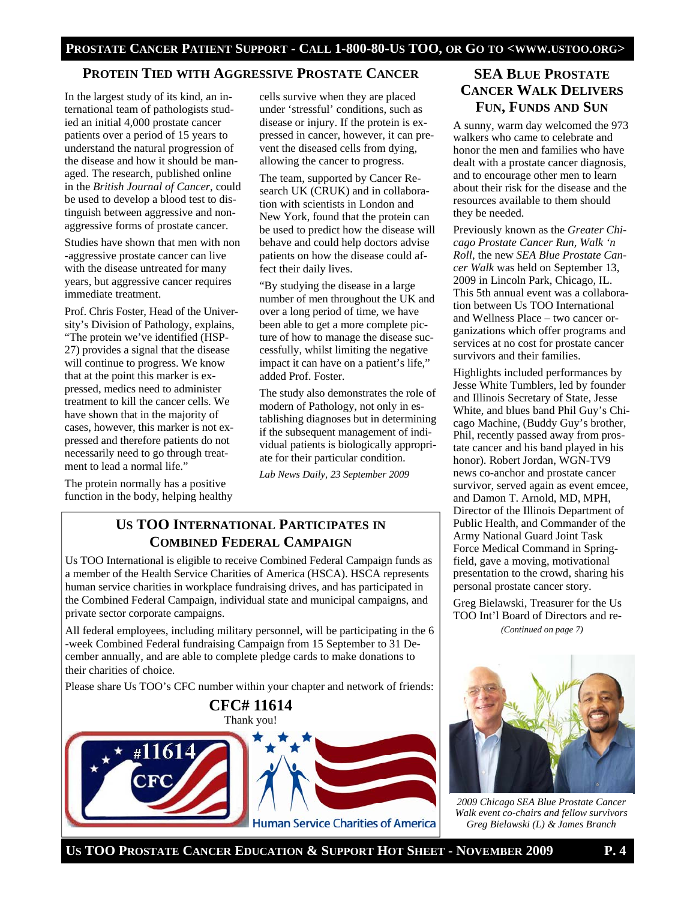## PROTEIN TIED WITH AGGRESSIVE PROSTATE CANCER

In the largest study of its kind, an international team of pathologists studied an initial 4,000 prostate cancer patients over a period of 15 years to understand the natural progression of the disease and how it should be managed. The research, published online in the *British Journal of Cancer*, could be used to develop a blood test to distinguish between aggressive and non-aggressive forms of prostate cancer.

Studies have shown that men with non-aggressive prostate cancer can live with the disease untreated for many years, but aggressive cancer requires immediate treatment.

Prof. Chris Foster, Head of the University's Division of Pathology, explains, "The protein we've identified (HSP-27) provides a signal that the disease will continue to progress. We know that at the point this marker is expressed, medics need to administer treatment to kill the cancer cells. We have shown that in the majority of cases, however, this marker is not expressed and therefore patients do not necessarily need to go through treatment to lead a normal life."

The protein normally has a positive function in the body, helping healthy cells survive when they are placed under 'stressful' conditions, such as disease or injury. If the protein is expressed in cancer, however, it can prevent the diseased cells from dying, allowing the cancer to progress.

The team, supported by Cancer Research UK (CRUK) and in collaboration with scientists in London and New York, found that the protein can be used to predict how the disease will behave and could help doctors advise patients on how the disease could affect their daily lives.

"By studying the disease in a large number of men throughout the UK and over a long period of time, we have been able to get a more complete picture of how to manage the disease successfully, whilst limiting the negative impact it can have on a patient's life," added Prof. Foster.

The study also demonstrates the role of modern of Pathology, not only in establishing diagnoses but in determining if the subsequent management of individual patients is biologically appropriate for their particular condition.

*Lab News Daily, 23 September 2009*

## US TOO INTERNATIONAL PARTICIPATES IN COMBINED FEDERAL CAMPAIGN

Us TOO International is eligible to receive Combined Federal Campaign funds as a member of the Health Service Charities of America (HSCA). HSCA represents human service charities in workplace fundraising drives, and has participated in the Combined Federal Campaign, individual state and municipal campaigns, and private sector corporate campaigns.

All federal employees, including military personnel, will be participating in the 6-week Combined Federal fundraising Campaign from 15 September to 31 December annually, and are able to complete pledge cards to make donations to their charities of choice.

Please share Us TOO's CFC number within your chapter and network of friends:

**CFC# 11614**

Thank you!

#11614 CFC

Human Service Charities of America

## SEA BLUE PROSTATE CANCER WALK DELIVERS FUN, FUNDS AND SUN

A sunny, warm day welcomed the 973 walkers who came to celebrate and honor the men and families who have dealt with a prostate cancer diagnosis, and to encourage other men to learn about their risk for the disease and the resources available to them should they be needed.

Previously known as the *Greater Chicago Prostate Cancer Run, Walk 'n Roll*, the new *SEA Blue Prostate Cancer Walk* was held on September 13, 2009 in Lincoln Park, Chicago, IL. This 5th annual event was a collaboration between Us TOO International and Wellness Place – two cancer organizations which offer programs and services at no cost for prostate cancer survivors and their families.

Highlights included performances by Jesse White Tumblers, led by founder and Illinois Secretary of State, Jesse White, and blues band Phil Guy's Chicago Machine, (Buddy Guy's brother, Phil, recently passed away from prostate cancer and his band played in his honor). Robert Jordan, WGN-TV9 news co-anchor and prostate cancer survivor, served again as event emcee, and Damon T. Arnold, MD, MPH, Director of the Illinois Department of Public Health, and Commander of the Army National Guard Joint Task Force Medical Command in Springfield, gave a moving, motivational presentation to the crowd, sharing his personal prostate cancer story.

Greg Bielawski, Treasurer for the Us TOO Int'l Board of Directors and re-

*(Continued on page 7)*

*2009 Chicago SEA Blue Prostate Cancer Walk event co-chairs and fellow survivors Greg Bielawski (L) & James Branch*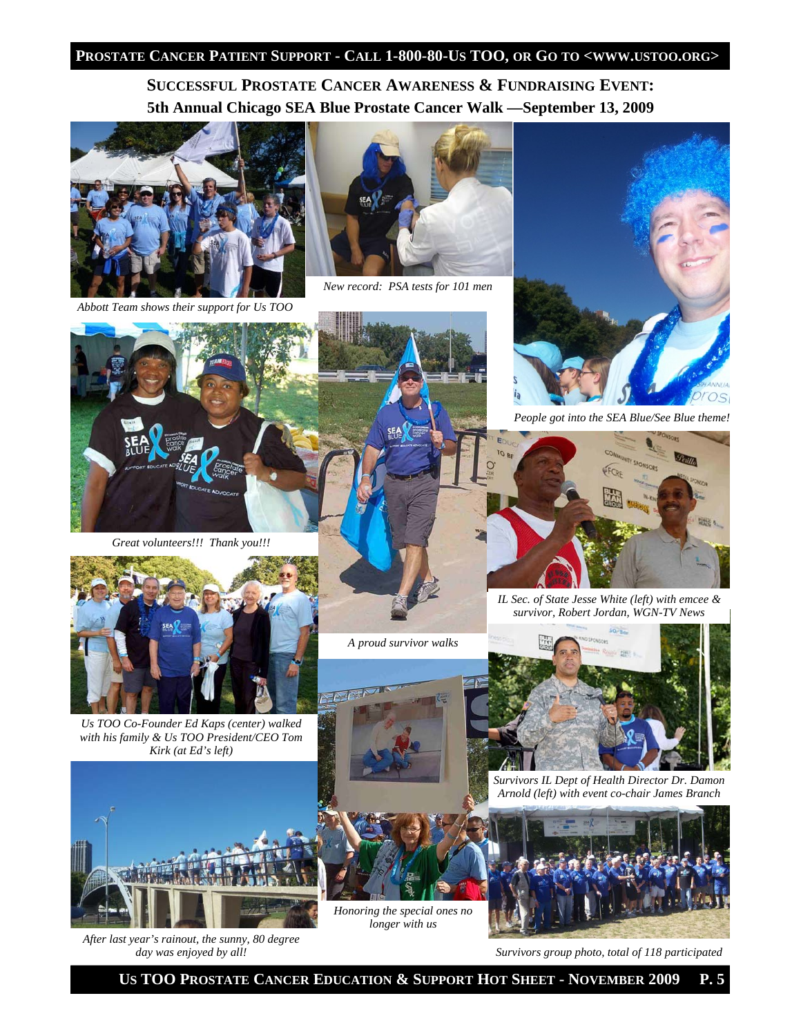## SUCCESSFUL PROSTATE CANCER AWARENESS & FUNDRAISING EVENT:
## 5th Annual Chicago SEA Blue Prostate Cancer Walk —September 13, 2009

*Abbott Team shows their support for Us TOO*

*New record: PSA tests for 101 men*

*People got into the SEA Blue/See Blue theme!*

*Great volunteers!!! Thank you!!!*

*A proud survivor walks*

*IL Sec. of State Jesse White (left) with emcee & survivor, Robert Jordan, WGN-TV News*

*Us TOO Co-Founder Ed Kaps (center) walked with his family & Us TOO President/CEO Tom Kirk (at Ed's left)*

*Survivors IL Dept of Health Director Dr. Damon Arnold (left) with event co-chair James Branch*

*After last year's rainout, the sunny, 80 degree day was enjoyed by all!*

*Honoring the special ones no longer with us*

*Survivors group photo, total of 118 participated*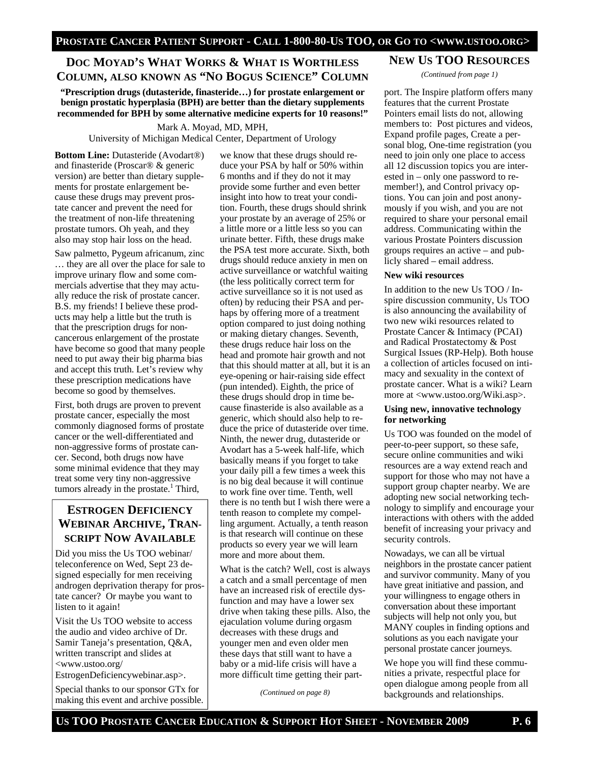## DOC MOYAD'S WHAT WORKS & WHAT IS WORTHLESS COLUMN, ALSO KNOWN AS "NO BOGUS SCIENCE" COLUMN

**"Prescription drugs (dutasteride, finasteride…) for prostate enlargement or benign prostatic hyperplasia (BPH) are better than the dietary supplements recommended for BPH by some alternative medicine experts for 10 reasons!"**

Mark A. Moyad, MD, MPH,
University of Michigan Medical Center, Department of Urology

**Bottom Line:** Dutasteride (Avodart®) and finasteride (Proscar® & generic version) are better than dietary supplements for prostate enlargement because these drugs may prevent prostate cancer and prevent the need for the treatment of non-life threatening prostate tumors. Oh yeah, and they also may stop hair loss on the head.

Saw palmetto, Pygeum africanum, zinc … they are all over the place for sale to improve urinary flow and some commercials advertise that they may actually reduce the risk of prostate cancer. B.S. my friends! I believe these products may help a little but the truth is that the prescription drugs for non-cancerous enlargement of the prostate have become so good that many people need to put away their big pharma bias and accept this truth. Let's review why these prescription medications have become so good by themselves.

First, both drugs are proven to prevent prostate cancer, especially the most commonly diagnosed forms of prostate cancer or the well-differentiated and non-aggressive forms of prostate cancer. Second, both drugs now have some minimal evidence that they may treat some very tiny non-aggressive tumors already in the prostate.[1] Third, we know that these drugs should reduce your PSA by half or 50% within 6 months and if they do not it may provide some further and even better insight into how to treat your condition. Fourth, these drugs should shrink your prostate by an average of 25% or a little more or a little less so you can urinate better. Fifth, these drugs make the PSA test more accurate. Sixth, both drugs should reduce anxiety in men on active surveillance or watchful waiting (the less politically correct term for active surveillance so it is not used as often) by reducing their PSA and perhaps by offering more of a treatment option compared to just doing nothing or making dietary changes. Seventh, these drugs reduce hair loss on the head and promote hair growth and not that this should matter at all, but it is an eye-opening or hair-raising side effect (pun intended). Eighth, the price of these drugs should drop in time because finasteride is also available as a generic, which should also help to reduce the price of dutasteride over time. Ninth, the newer drug, dutasteride or Avodart has a 5-week half-life, which basically means if you forget to take your daily pill a few times a week this is no big deal because it will continue to work fine over time. Tenth, well there is no tenth but I wish there were a tenth reason to complete my compelling argument. Actually, a tenth reason is that research will continue on these products so every year we will learn more and more about them.

What is the catch? Well, cost is always a catch and a small percentage of men have an increased risk of erectile dysfunction and may have a lower sex drive when taking these pills. Also, the ejaculation volume during orgasm decreases with these drugs and younger men and even older men these days that still want to have a baby or a mid-life crisis will have a more difficult time getting their part-

*(Continued on page 8)*

## ESTROGEN DEFICIENCY WEBINAR ARCHIVE, TRANSCRIPT NOW AVAILABLE

Did you miss the Us TOO webinar/teleconference on Wed, Sept 23 designed especially for men receiving androgen deprivation therapy for prostate cancer? Or maybe you want to listen to it again!

Visit the Us TOO website to access the audio and video archive of Dr. Samir Taneja's presentation, Q&A, written transcript and slides at <www.ustoo.org/EstrogenDeficiencywebinar.asp>.

Special thanks to our sponsor GTx for making this event and archive possible.

## NEW US TOO RESOURCES

*(Continued from page 1)*

port. The Inspire platform offers many features that the current Prostate Pointers email lists do not, allowing members to: Post pictures and videos, Expand profile pages, Create a personal blog, One-time registration (you need to join only one place to access all 12 discussion topics you are interested in – only one password to remember!), and Control privacy options. You can join and post anonymously if you wish, and you are not required to share your personal email address. Communicating within the various Prostate Pointers discussion groups requires an active – and publicly shared – email address.

**New wiki resources**

In addition to the new Us TOO / Inspire discussion community, Us TOO is also announcing the availability of two new wiki resources related to Prostate Cancer & Intimacy (PCAI) and Radical Prostatectomy & Post Surgical Issues (RP-Help). Both house a collection of articles focused on intimacy and sexuality in the context of prostate cancer. What is a wiki? Learn more at <www.ustoo.org/Wiki.asp>.

**Using new, innovative technology for networking**

Us TOO was founded on the model of peer-to-peer support, so these safe, secure online communities and wiki resources are a way extend reach and support for those who may not have a support group chapter nearby. We are adopting new social networking technology to simplify and encourage your interactions with others with the added benefit of increasing your privacy and security controls.

Nowadays, we can all be virtual neighbors in the prostate cancer patient and survivor community. Many of you have great initiative and passion, and your willingness to engage others in conversation about these important subjects will help not only you, but MANY couples in finding options and solutions as you each navigate your personal prostate cancer journeys.

We hope you will find these communities a private, respectful place for open dialogue among people from all backgrounds and relationships.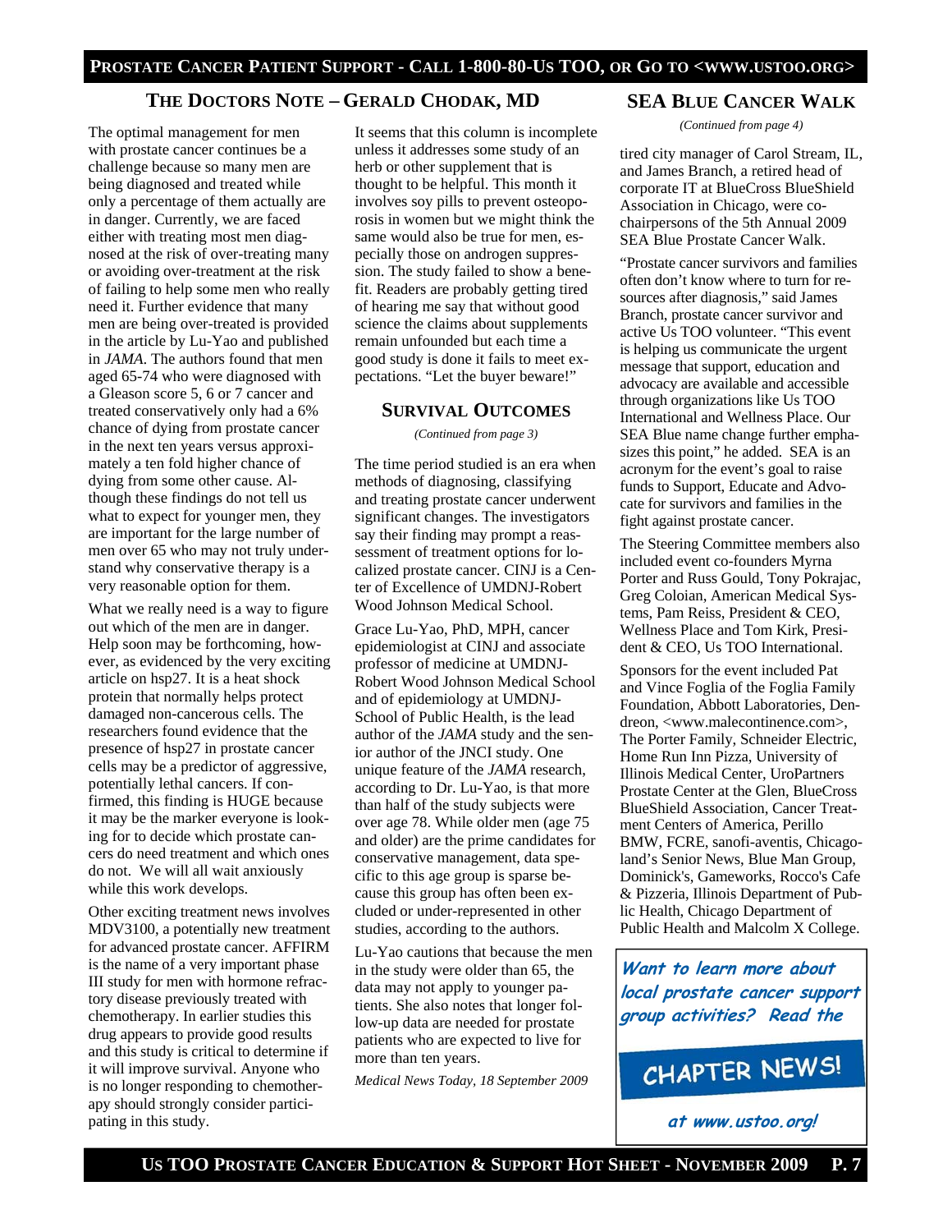## THE DOCTORS NOTE – GERALD CHODAK, MD

The optimal management for men with prostate cancer continues be a challenge because so many men are being diagnosed and treated while only a percentage of them actually are in danger. Currently, we are faced either with treating most men diagnosed at the risk of over-treating many or avoiding over-treatment at the risk of failing to help some men who really need it. Further evidence that many men are being over-treated is provided in the article by Lu-Yao and published in *JAMA*. The authors found that men aged 65-74 who were diagnosed with a Gleason score 5, 6 or 7 cancer and treated conservatively only had a 6% chance of dying from prostate cancer in the next ten years versus approximately a ten fold higher chance of dying from some other cause. Although these findings do not tell us what to expect for younger men, they are important for the large number of men over 65 who may not truly understand why conservative therapy is a very reasonable option for them.

What we really need is a way to figure out which of the men are in danger. Help soon may be forthcoming, however, as evidenced by the very exciting article on hsp27. It is a heat shock protein that normally helps protect damaged non-cancerous cells. The researchers found evidence that the presence of hsp27 in prostate cancer cells may be a predictor of aggressive, potentially lethal cancers. If confirmed, this finding is HUGE because it may be the marker everyone is looking for to decide which prostate cancers do need treatment and which ones do not. We will all wait anxiously while this work develops.

Other exciting treatment news involves MDV3100, a potentially new treatment for advanced prostate cancer. AFFIRM is the name of a very important phase III study for men with hormone refractory disease previously treated with chemotherapy. In earlier studies this drug appears to provide good results and this study is critical to determine if it will improve survival. Anyone who is no longer responding to chemotherapy should strongly consider participating in this study.

It seems that this column is incomplete unless it addresses some study of an herb or other supplement that is thought to be helpful. This month it involves soy pills to prevent osteoporosis in women but we might think the same would also be true for men, especially those on androgen suppression. The study failed to show a benefit. Readers are probably getting tired of hearing me say that without good science the claims about supplements remain unfounded but each time a good study is done it fails to meet expectations. "Let the buyer beware!"

## SURVIVAL OUTCOMES

*(Continued from page 3)*

The time period studied is an era when methods of diagnosing, classifying and treating prostate cancer underwent significant changes. The investigators say their finding may prompt a reassessment of treatment options for localized prostate cancer. CINJ is a Center of Excellence of UMDNJ-Robert Wood Johnson Medical School.

Grace Lu-Yao, PhD, MPH, cancer epidemiologist at CINJ and associate professor of medicine at UMDNJ-Robert Wood Johnson Medical School and of epidemiology at UMDNJ-School of Public Health, is the lead author of the *JAMA* study and the senior author of the JNCI study. One unique feature of the *JAMA* research, according to Dr. Lu-Yao, is that more than half of the study subjects were over age 78. While older men (age 75 and older) are the prime candidates for conservative management, data specific to this age group is sparse because this group has often been excluded or under-represented in other studies, according to the authors.

Lu-Yao cautions that because the men in the study were older than 65, the data may not apply to younger patients. She also notes that longer follow-up data are needed for prostate patients who are expected to live for more than ten years.

*Medical News Today, 18 September 2009*

## SEA BLUE CANCER WALK

*(Continued from page 4)*

tired city manager of Carol Stream, IL, and James Branch, a retired head of corporate IT at BlueCross BlueShield Association in Chicago, were co-chairpersons of the 5th Annual 2009 SEA Blue Prostate Cancer Walk.

"Prostate cancer survivors and families often don't know where to turn for resources after diagnosis," said James Branch, prostate cancer survivor and active Us TOO volunteer. "This event is helping us communicate the urgent message that support, education and advocacy are available and accessible through organizations like Us TOO International and Wellness Place. Our SEA Blue name change further emphasizes this point," he added. SEA is an acronym for the event's goal to raise funds to Support, Educate and Advocate for survivors and families in the fight against prostate cancer.

The Steering Committee members also included event co-founders Myrna Porter and Russ Gould, Tony Pokrajac, Greg Coloian, American Medical Systems, Pam Reiss, President & CEO, Wellness Place and Tom Kirk, President & CEO, Us TOO International.

Sponsors for the event included Pat and Vince Foglia of the Foglia Family Foundation, Abbott Laboratories, Dendreon, <www.malecontinence.com>, The Porter Family, Schneider Electric, Home Run Inn Pizza, University of Illinois Medical Center, UroPartners Prostate Center at the Glen, BlueCross BlueShield Association, Cancer Treatment Centers of America, Perillo BMW, FCRE, sanofi-aventis, Chicagoland's Senior News, Blue Man Group, Dominick's, Gameworks, Rocco's Cafe & Pizzeria, Illinois Department of Public Health, Chicago Department of Public Health and Malcolm X College.

**Want to learn more about local prostate cancer support group activities? Read the**

**CHAPTER NEWS!**

**at www.ustoo.org!**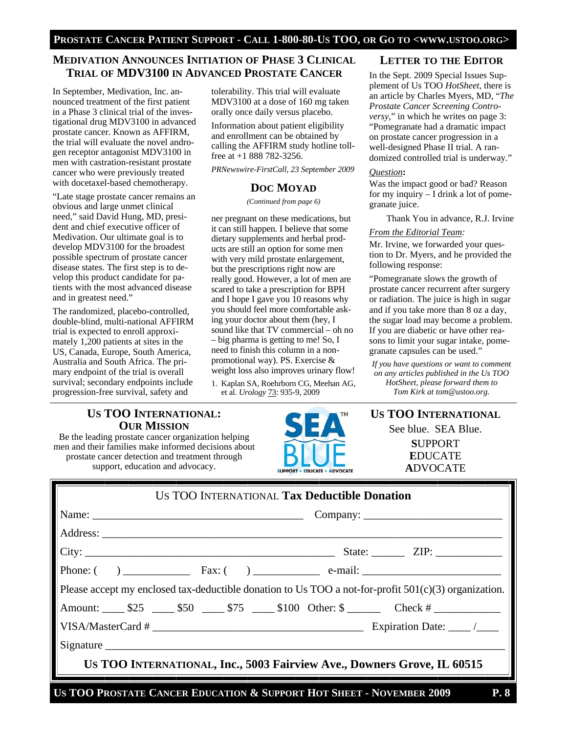## Medivation Announces Initiation of Phase 3 Clinical Trial of MDV3100 in Advanced Prostate Cancer

In September, Medivation, Inc. announced treatment of the first patient in a Phase 3 clinical trial of the investigational drug MDV3100 in advanced prostate cancer. Known as AFFIRM, the trial will evaluate the novel androgen receptor antagonist MDV3100 in men with castration-resistant prostate cancer who were previously treated with docetaxel-based chemotherapy.

"Late stage prostate cancer remains an obvious and large unmet clinical need," said David Hung, MD, president and chief executive officer of Medivation. Our ultimate goal is to develop MDV3100 for the broadest possible spectrum of prostate cancer disease states. The first step is to develop this product candidate for patients with the most advanced disease and in greatest need."

The randomized, placebo-controlled, double-blind, multi-national AFFIRM trial is expected to enroll approximately 1,200 patients at sites in the US, Canada, Europe, South America, Australia and South Africa. The primary endpoint of the trial is overall survival; secondary endpoints include progression-free survival, safety and tolerability. This trial will evaluate MDV3100 at a dose of 160 mg taken orally once daily versus placebo.

Information about patient eligibility and enrollment can be obtained by calling the AFFIRM study hotline toll-free at +1 888 782-3256.

*PRNewswire-FirstCall, 23 September 2009*

## Doc Moyad

*(Continued from page 6)*

ner pregnant on these medications, but it can still happen. I believe that some dietary supplements and herbal products are still an option for some men with very mild prostate enlargement, but the prescriptions right now are really good. However, a lot of men are scared to take a prescription for BPH and I hope I gave you 10 reasons why you should feel more comfortable asking your doctor about them (hey, I sound like that TV commercial – oh no – big pharma is getting to me! So, I need to finish this column in a non-promotional way). PS. Exercise & weight loss also improves urinary flow!

1. Kaplan SA, Roehrborn CG, Meehan AG, et al. *Urology* 73: 935-9, 2009

## Letter to the Editor

In the Sept. 2009 Special Issues Supplement of Us TOO *HotSheet*, there is an article by Charles Myers, MD, "*The Prostate Cancer Screening Controversy*," in which he writes on page 3: "Pomegranate had a dramatic impact on prostate cancer progression in a well-designed Phase II trial. A randomized controlled trial is underway."

*Question*:

Was the impact good or bad? Reason for my inquiry – I drink a lot of pomegranate juice.

Thank You in advance, R.J. Irvine

*From the Editorial Team:*

Mr. Irvine, we forwarded your question to Dr. Myers, and he provided the following response:

"Pomegranate slows the growth of prostate cancer recurrent after surgery or radiation. The juice is high in sugar and if you take more than 8 oz a day, the sugar load may become a problem. If you are diabetic or have other reasons to limit your sugar intake, pomegranate capsules can be used."

*If you have questions or want to comment on any articles published in the Us TOO HotSheet, please forward them to Tom Kirk at tom@ustoo.org.*

## Us TOO International: Our Mission

Be the leading prostate cancer organization helping men and their families make informed decisions about prostate cancer detection and treatment through support, education and advocacy.

SEA BLUE™ SUPPORT • EDUCATE • ADVOCATE

## Us TOO International

See blue. SEA Blue.

**S**UPPORT
**E**DUCATE
**A**DVOCATE

### Us TOO International **Tax Deductible Donation**

Name: ______________________ Company: ______________________

Address: ______________________________________________

City: ______________________ State: ______ ZIP: ____________

Phone: ( ) ____________ Fax: ( ) ____________ e-mail: ______________________

Please accept my enclosed tax-deductible donation to Us TOO a not-for-profit 501(c)(3) organization.

Amount: ____ $25 ____ $50 ____ $75 ____ $100 Other: $ ______ Check # ____________

VISA/MasterCard # ______________________ Expiration Date: ____ /____

Signature ______________________________________________

**Us TOO International, Inc., 5003 Fairview Ave., Downers Grove, IL 60515**